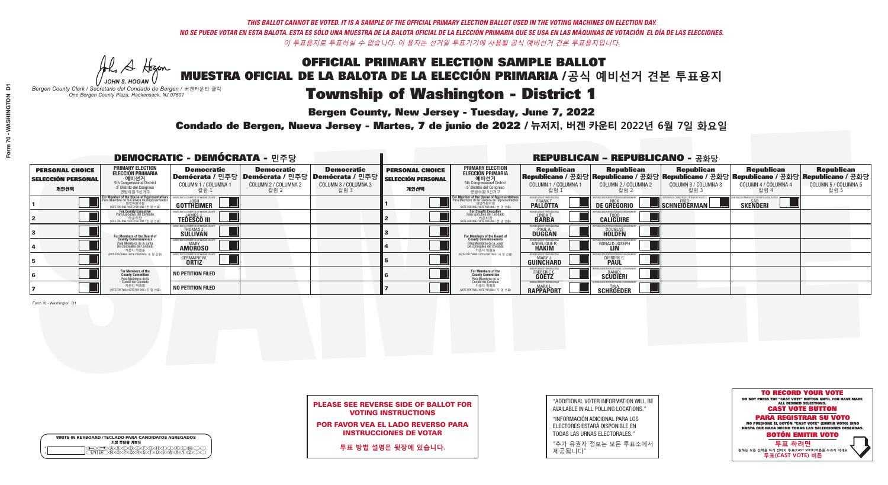*THIS BALLOT CANNOT BE VOTED. IT IS A SAMPLE OF THE OFFICIAL PRIMARY ELECTION BALLOT USED IN THE VOTING MACHINES ON ELECTION DAY.*
*NO SE PUEDE VOTAR EN ESTA BALOTA. ESTA ES SÓLO UNA MUESTRA DE LA BALOTA OFICIAL DE LA ELECCIÓN PRIMARIA QUE SE USA EN LAS MÁQUINAS DE VOTACIÓN EL DÍA DE LAS ELECCIONES.*
*이 투표용지로 투표하실 수 없습니다. 이 용지는 선거일 투표기기에 사용될 공식 예비선거 견본 투표용지입니다.*

JOHN S. HOGAN
*Bergen County Clerk / Secretario del Condado de Bergen /* 버겐카운티 클럭
*One Bergen County Plaza, Hackensack, NJ 07601*

# OFFICIAL PRIMARY ELECTION SAMPLE BALLOT
# MUESTRA OFICIAL DE LA BALOTA DE LA ELECCIÓN PRIMARIA /공식 예비선거 견본 투표용지

## Township of Washington - District 1

**Bergen County, New Jersey - Tuesday, June 7, 2022**

**Condado de Bergen, Nueva Jersey - Martes, 7 de junio de 2022 / 뉴저지, 버겐 카운티 2022년 6월 7일 화요일**

### DEMOCRATIC - DEMÓCRATA - 민주당

| PERSONAL CHOICE / SELECCIÓN PERSONAL / 개인선택 | PRIMARY ELECTION / ELECCIÓN PRIMARIA / 예비선거 (5th Congressional District / 5° Distrito del Congreso / 연방하원 5선거구) | Democratic / Demócrata / 민주당 COLUMN 1 / COLUMNA 1 / 칼럼 1 | Democratic / Demócrata / 민주당 COLUMN 2 / COLUMNA 2 / 칼럼 2 | Democratic / Demócrata / 민주당 COLUMN 3 / COLUMNA 3 / 칼럼 3 |
|---|---|---|---|---|
| 1 | For Member of the House of Representatives / Para Miembro de la Cámara de Representantes / 연방하원의원 (VOTE FOR ONE / VOTE POR UNO / 한 명 선출) | JOSH GOTTHEIMER | | |
| 2 | For County Executive / Para Ejecutivo del Condado / 카운티장 (VOTE FOR ONE / VOTE POR UNO / 한 명 선출) | JAMES J. TEDESCO III | | |
| 3 | For Members of the Board of County Commissioners / Para Miembros de la Junta De Concejales del Condado / 카운티 위원들 (VOTE FOR THREE / VOTE POR TRES / 세 명 선출) | THOMAS J. SULLIVAN | | |
| 4 | | MARY AMOROSO | | |
| 5 | | GERMAINE M. ORTIZ | | |
| 6 | For Members of the County Committee / Para Miembros de la Comité del Condado / 카운티 위원회 (VOTE FOR TWO / VOTE POR DOS / 두 명 선출) | NO PETITION FILED | | |
| 7 | | NO PETITION FILED | | |

### REPUBLICAN - REPUBLICANO - 공화당

| PERSONAL CHOICE / SELECCIÓN PERSONAL / 개인선택 | PRIMARY ELECTION / ELECCIÓN PRIMARIA / 예비선거 (5th Congressional District / 5° Distrito del Congreso / 연방하원 5선거구) | Republican / Republicano / 공화당 COLUMN 1 / COLUMNA 1 / 칼럼 1 | Republican / Republicano / 공화당 COLUMN 2 / COLUMNA 2 / 칼럼 2 | Republican / Republicano / 공화당 COLUMN 3 / COLUMNA 3 / 칼럼 3 | Republican / Republicano / 공화당 COLUMN 4 / COLUMNA 4 / 칼럼 4 | Republican / Republicano / 공화당 COLUMN 5 / COLUMNA 5 / 칼럼 5 |
|---|---|---|---|---|---|---|
| 1 | For Member of the House of Representatives / Para Miembro de la Cámara de Representantes / 연방하원의원 (VOTE FOR ONE / VOTE POR UNO / 한 명 선출) | FRANK T. PALLOTTA | NICK DE GREGORIO | FRED SCHNEIDERMAN | SAB SKENDERI | |
| 2 | For County Executive / Para Ejecutivo del Condado / 카운티장 (VOTE FOR ONE / VOTE POR UNO / 한 명 선출) | LINDA T. BARBA | TODD CALIGUIRE | | | |
| 3 | For Members of the Board of County Commissioners / Para Miembros de la Junta De Concejales del Condado / 카운티 위원들 (VOTE FOR THREE / VOTE POR TRES / 세 명 선출) | PAUL A. DUGGAN | DOUGLAS HOLDEN | | | |
| 4 | | ANGELIQUE R. HAKIM | RONALD JOSEPH LIN | | | |
| 5 | | MARY J. GUINCHARD | DIERDRE G. PAUL | | | |
| 6 | For Members of the County Committee / Para Miembros de la Comité del Condado / 카운티 위원회 (VOTE FOR TWO / VOTE POR DOS / 두 명 선출) | FREDERIC C. GOETZ | DANIEL SCUDIERI | | | |
| 7 | | MARK L. RAPPAPORT | TINA SCHROEDER | | | |

Form 70 - Washington D1

**PLEASE SEE REVERSE SIDE OF BALLOT FOR VOTING INSTRUCTIONS**

**POR FAVOR VEA EL LADO REVERSO PARA INSTRUCCIONES DE VOTAR**

**투표 방법 설명은 뒷장에 있습니다.**

"ADDITIONAL VOTER INFORMATION WILL BE AVAILABLE IN ALL POLLING LOCATIONS."

"INFORMACIÓN ADICIONAL PARA LOS ELECTORES ESTARÁ DISPONIBLE EN TODAS LAS URNAS ELECTORALES."

"추가 유권자 정보는 모든 투표소에서 제공됩니다"

**TO RECORD YOUR VOTE**
DO NOT PRESS THE "CAST VOTE" BUTTON UNTIL YOU HAVE MADE ALL DESIRED SELECTIONS.
**CAST VOTE BUTTON**

**PARA REGISTRAR SU VOTO**
NO PRESIONE EL BOTÓN "CAST VOTE" (EMITIR VOTO) SINO HASTA QUE HAYA HECHO TODAS LAS SELECCIONES DESEADAS.
**BOTÓN EMITIR VOTO**

**투표 하려면**
원하는 모든 선택을 하기 전까지 투표(CAST VOTE)버튼을 누르지 마세요
**투표(CAST VOTE) 버튼**

WRITE-IN KEYBOARD /TECLADO PARA CANDIDATOS AGREGADOS
기명 투표용 키보드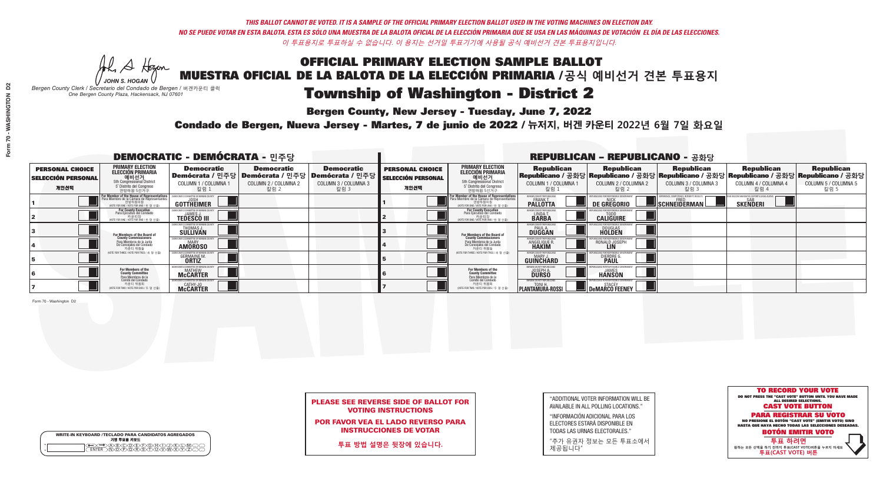*THIS BALLOT CANNOT BE VOTED. IT IS A SAMPLE OF THE OFFICIAL PRIMARY ELECTION BALLOT USED IN THE VOTING MACHINES ON ELECTION DAY.*

*NO SE PUEDE VOTAR EN ESTA BALOTA. ESTA ES SÓLO UNA MUESTRA DE LA BALOTA OFICIAL DE LA ELECCIÓN PRIMARIA QUE SE USA EN LAS MÁQUINAS DE VOTACIÓN EL DÍA DE LAS ELECCIONES.*

*이 투표용지로 투표하실 수 없습니다. 이 용지는 선거일 투표기기에 사용될 공식 예비선거 견본 투표용지입니다.*

JOHN S. HOGAN
Bergen County Clerk / Secretario del Condado de Bergen / 버겐카운티 클럭
One Bergen County Plaza, Hackensack, NJ 07601

# OFFICIAL PRIMARY ELECTION SAMPLE BALLOT
# MUESTRA OFICIAL DE LA BALOTA DE LA ELECCIÓN PRIMARIA /공식 예비선거 견본 투표용지
# Township of Washington - District 2

**Bergen County, New Jersey - Tuesday, June 7, 2022**

**Condado de Bergen, Nueva Jersey - Martes, 7 de junio de 2022 / 뉴저지, 버겐 카운티 2022년 6월 7일 화요일**

## DEMOCRATIC - DEMÓCRATA - 민주당

| PERSONAL CHOICE / SELECCIÓN PERSONAL / 개인선택 | PRIMARY ELECTION / ELECCIÓN PRIMARIA / 예비선거 | Democratic / Demócrata / 민주당 COLUMN 1 / COLUMNA 1 / 칼럼 1 | Democratic / Demócrata / 민주당 COLUMN 2 / COLUMNA 2 / 칼럼 2 | Democratic / Demócrata / 민주당 COLUMN 3 / COLUMNA 3 / 칼럼 3 |
|---|---|---|---|---|
| 1 | For Member of the House of Representatives / Para Miembro de la Cámara de Representantes / 연방하원의원 (5th Congressional District) (VOTE FOR ONE / VOTE POR UNO / 한 명 선출) | JOSH GOTTHEIMER | | |
| 2 | For County Executive / Para Ejecutivo del Condado / 카운티장 (VOTE FOR ONE / VOTE POR UNO / 한 명 선출) | JAMES J. TEDESCO III | | |
| 3 | For Members of the Board of County Commissioners / Para Miembros de la Junta De Concejales del Condado / 카운티 위원들 (VOTE FOR THREE / VOTE POR TRES / 세 명 선출) | THOMAS J. SULLIVAN | | |
| 4 | | MARY AMOROSO | | |
| 5 | | GERMAINE M. ORTIZ | | |
| 6 | For Members of the County Committee / Para Miembros de la Comité del Condado / 카운티 위원회 (VOTE FOR TWO / VOTE POR DOS / 두 명 선출) | MATHEW McCARTER | | |
| 7 | | CATHY-JO McCARTER | | |

## REPUBLICAN - REPUBLICANO - 공화당

| PERSONAL CHOICE / SELECCIÓN PERSONAL / 개인선택 | PRIMARY ELECTION / ELECCIÓN PRIMARIA / 예비선거 | Republican / Republicano / 공화당 COLUMN 1 / COLUMNA 1 / 칼럼 1 | Republican / Republicano / 공화당 COLUMN 2 / COLUMNA 2 / 칼럼 2 | Republican / Republicano / 공화당 COLUMN 3 / COLUMNA 3 / 칼럼 3 | Republican / Republicano / 공화당 COLUMN 4 / COLUMNA 4 / 칼럼 4 | Republican / Republicano / 공화당 COLUMN 5 / COLUMNA 5 / 칼럼 5 |
|---|---|---|---|---|---|---|
| 1 | For Member of the House of Representatives / Para Miembro de la Cámara de Representantes / 연방하원의원 (5th Congressional District) (VOTE FOR ONE / VOTE POR UNO / 한 명 선출) | FRANK T. PALLOTTA | NICK DE GREGORIO | FRED SCHNEIDERMAN | SAB SKENDERI | |
| 2 | For County Executive / Para Ejecutivo del Condado / 카운티장 (VOTE FOR ONE / VOTE POR UNO / 한 명 선출) | LINDA T. BARBA | TODD CALIGUIRE | | | |
| 3 | For Members of the Board of County Commissioners / Para Miembros de la Junta De Concejales del Condado / 카운티 위원들 (VOTE FOR THREE / VOTE POR TRES / 세 명 선출) | PAUL A. DUGGAN | DOUGLAS HOLDEN | | | |
| 4 | | ANGELIQUE R. HAKIM | RONALD JOSEPH LIN | | | |
| 5 | | MARY J. GUINCHARD | DIERDRE G. PAUL | | | |
| 6 | For Members of the County Committee / Para Miembros de la Comité del Condado / 카운티 위원회 (VOTE FOR TWO / VOTE POR DOS / 두 명 선출) | JOSEPH A. DURSO | JAMES HANSON | | | |
| 7 | | TONI H. PLANTAMURA-ROSSI | STACEY DeMARCO FEENEY | | | |

Form 70 - Washington D2

**PLEASE SEE REVERSE SIDE OF BALLOT FOR VOTING INSTRUCTIONS**

**POR FAVOR VEA EL LADO REVERSO PARA INSTRUCCIONES DE VOTAR**

**투표 방법 설명은 뒷장에 있습니다.**

"ADDITIONAL VOTER INFORMATION WILL BE AVAILABLE IN ALL POLLING LOCATIONS."

"INFORMACIÓN ADICIONAL PARA LOS ELECTORES ESTARÁ DISPONIBLE EN TODAS LAS URNAS ELECTORALES."

"추가 유권자 정보는 모든 투표소에서 제공됩니다"

WRITE-IN KEYBOARD /TECLADO PARA CANDIDATOS AGREGADOS
기명 투표용 키보드

**TO RECORD YOUR VOTE**
DO NOT PRESS THE "CAST VOTE" BUTTON UNTIL YOU HAVE MADE ALL DESIRED SELECTIONS.
**CAST VOTE BUTTON**

**PARA REGISTRAR SU VOTO**
NO PRESIONE EL BOTÓN "CAST VOTE" (EMITIR VOTO) SINO HASTA QUE HAYA HECHO TODAS LAS SELECCIONES DESEADAS.
**BOTÓN EMITIR VOTO**

**투표 하려면**
원하는 모든 선택을 하기 전까지 투표(CAST VOTE)버튼을 누르지 마세요
**투표(CAST VOTE) 버튼**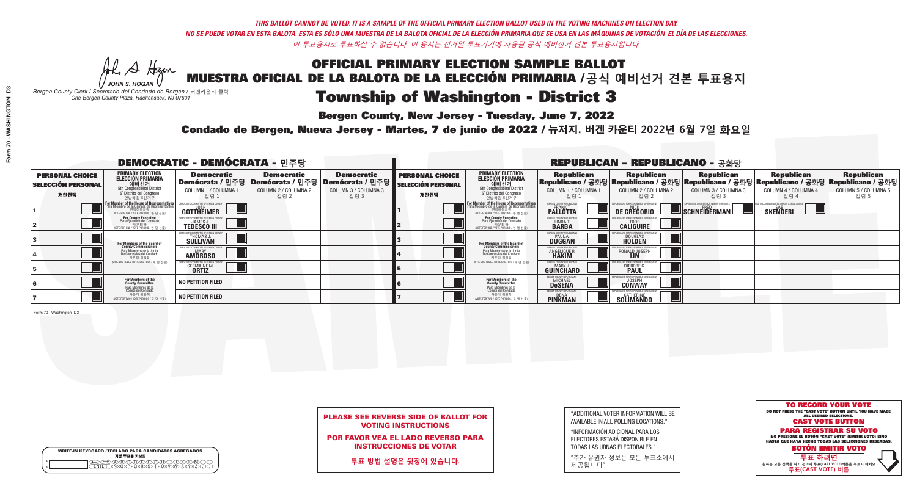*THIS BALLOT CANNOT BE VOTED. IT IS A SAMPLE OF THE OFFICIAL PRIMARY ELECTION BALLOT USED IN THE VOTING MACHINES ON ELECTION DAY.*
*NO SE PUEDE VOTAR EN ESTA BALOTA. ESTA ES SÓLO UNA MUESTRA DE LA BALOTA OFICIAL DE LA ELECCIÓN PRIMARIA QUE SE USA EN LAS MÁQUINAS DE VOTACIÓN EL DÍA DE LAS ELECCIONES.*
*이 투표용지로 투표하실 수 없습니다. 이 용지는 선거일 투표기기에 사용될 공식 예비선거 견본 투표용지입니다.*

JOHN S. HOGAN
*Bergen County Clerk / Secretario del Condado de Bergen / 버겐카운티 클럭*
*One Bergen County Plaza, Hackensack, NJ 07601*

# OFFICIAL PRIMARY ELECTION SAMPLE BALLOT
# MUESTRA OFICIAL DE LA BALOTA DE LA ELECCIÓN PRIMARIA /공식 예비선거 견본 투표용지
# Township of Washington - District 3

**Bergen County, New Jersey - Tuesday, June 7, 2022**

**Condado de Bergen, Nueva Jersey - Martes, 7 de junio de 2022 / 뉴저지, 버겐 카운티 2022년 6월 7일 화요일**

## DEMOCRATIC - DEMÓCRATA - 민주당

| PERSONAL CHOICE / SELECCIÓN PERSONAL / 개인선택 | PRIMARY ELECTION / ELECCIÓN PRIMARIA / 예비선거 (5th Congressional District / 5° Distrito del Congreso / 연방하원 5선거구) | Democratic / Demócrata / 민주당 COLUMN 1 / COLUMNA 1 / 칼럼 1 | Democratic / Demócrata / 민주당 COLUMN 2 / COLUMNA 2 / 칼럼 2 | Democratic / Demócrata / 민주당 COLUMN 3 / COLUMNA 3 / 칼럼 3 |
|---|---|---|---|---|
| 1 | For Member of the House of Representatives / Para Miembro de la Cámara de Representantes / 연방하원의원 (VOTE FOR ONE / VOTE POR UNO / 한 명 선출) | JOSH GOTTHEIMER | | |
| 2 | For County Executive / Para Ejecutivo del Condado / 카운티장 (VOTE FOR ONE / VOTE POR UNO / 한 명 선출) | JAMES J. TEDESCO III | | |
| 3 | For Members of the Board of County Commissioners / Para Miembros de la Junta De Concejales del Condado / 카운티 위원들 (VOTE FOR THREE / VOTE POR TRES / 세 명 선출) | THOMAS J. SULLIVAN | | |
| 4 | | MARY AMOROSO | | |
| 5 | | GERMAINE M. ORTIZ | | |
| 6 | For Members of the County Committee / Para Miembros de la Comité del Condado / 카운티 위원회 (VOTE FOR TWO / VOTE POR DOS / 두 명 선출) | NO PETITION FILED | | |
| 7 | | NO PETITION FILED | | |

## REPUBLICAN - REPUBLICANO - 공화당

| PERSONAL CHOICE / SELECCIÓN PERSONAL / 개인선택 | PRIMARY ELECTION / ELECCIÓN PRIMARIA / 예비선거 (5th Congressional District / 5° Distrito del Congreso / 연방하원 5선거구) | Republican / Republicano / 공화당 COLUMN 1 / COLUMNA 1 / 칼럼 1 | Republican / Republicano / 공화당 COLUMN 2 / COLUMNA 2 / 칼럼 2 | Republican / Republicano / 공화당 COLUMN 3 / COLUMNA 3 / 칼럼 3 | Republican / Republicano / 공화당 COLUMN 4 / COLUMNA 4 / 칼럼 4 | Republican / Republicano / 공화당 COLUMN 5 / COLUMNA 5 / 칼럼 5 |
|---|---|---|---|---|---|---|
| 1 | For Member of the House of Representatives / Para Miembro de la Cámara de Representantes / 연방하원의원 (VOTE FOR ONE / VOTE POR UNO / 한 명 선출) | FRANK T. PALLOTTA | NICK DE GREGORIO | FRED SCHNEIDERMAN | SAB SKENDERI | |
| 2 | For County Executive / Para Ejecutivo del Condado / 카운티장 (VOTE FOR ONE / VOTE POR UNO / 한 명 선출) | LINDA T. BARBA | TODD CALIGUIRE | | | |
| 3 | For Members of the Board of County Commissioners / Para Miembros de la Junta De Concejales del Condado / 카운티 위원들 (VOTE FOR THREE / VOTE POR TRES / 세 명 선출) | PAUL A. DUGGAN | DOUGLAS HOLDEN | | | |
| 4 | | ANGELIQUE R. HAKIM | RONALD JOSEPH LIN | | | |
| 5 | | MARY J. GUINCHARD | DIERDRE G. PAUL | | | |
| 6 | For Members of the County Committee / Para Miembros de la Comité del Condado / 카운티 위원회 (VOTE FOR TWO / VOTE POR DOS / 두 명 선출) | MICHAEL DeSENA | JOSEPH CONWAY | | | |
| 7 | | DENA PINKMAN | CATHERINE SOLIMANDO | | | |

Form 70 - Washington D3

**PLEASE SEE REVERSE SIDE OF BALLOT FOR VOTING INSTRUCTIONS**

**POR FAVOR VEA EL LADO REVERSO PARA INSTRUCCIONES DE VOTAR**

**투표 방법 설명은 뒷장에 있습니다.**

"ADDITIONAL VOTER INFORMATION WILL BE AVAILABLE IN ALL POLLING LOCATIONS."

"INFORMACIÓN ADICIONAL PARA LOS ELECTORES ESTARÁ DISPONIBLE EN TODAS LAS URNAS ELECTORALES."

"추가 유권자 정보는 모든 투표소에서 제공됩니다"

WRITE-IN KEYBOARD /TECLADO PARA CANDIDATOS AGREGADOS
기명 투표용 키보드

**TO RECORD YOUR VOTE**
DO NOT PRESS THE "CAST VOTE" BUTTON UNTIL YOU HAVE MADE ALL DESIRED SELECTIONS.
**CAST VOTE BUTTON**

**PARA REGISTRAR SU VOTO**
NO PRESIONE EL BOTÓN "CAST VOTE" (EMITIR VOTO) SINO HASTA QUE HAYA HECHO TODAS LAS SELECCIONES DESEADAS.
**BOTÓN EMITIR VOTO**

**투표 하려면**
원하는 모든 선택을 하기 전까지 투표(CAST VOTE) 버튼을 누르지 마세요
**투표(CAST VOTE) 버튼**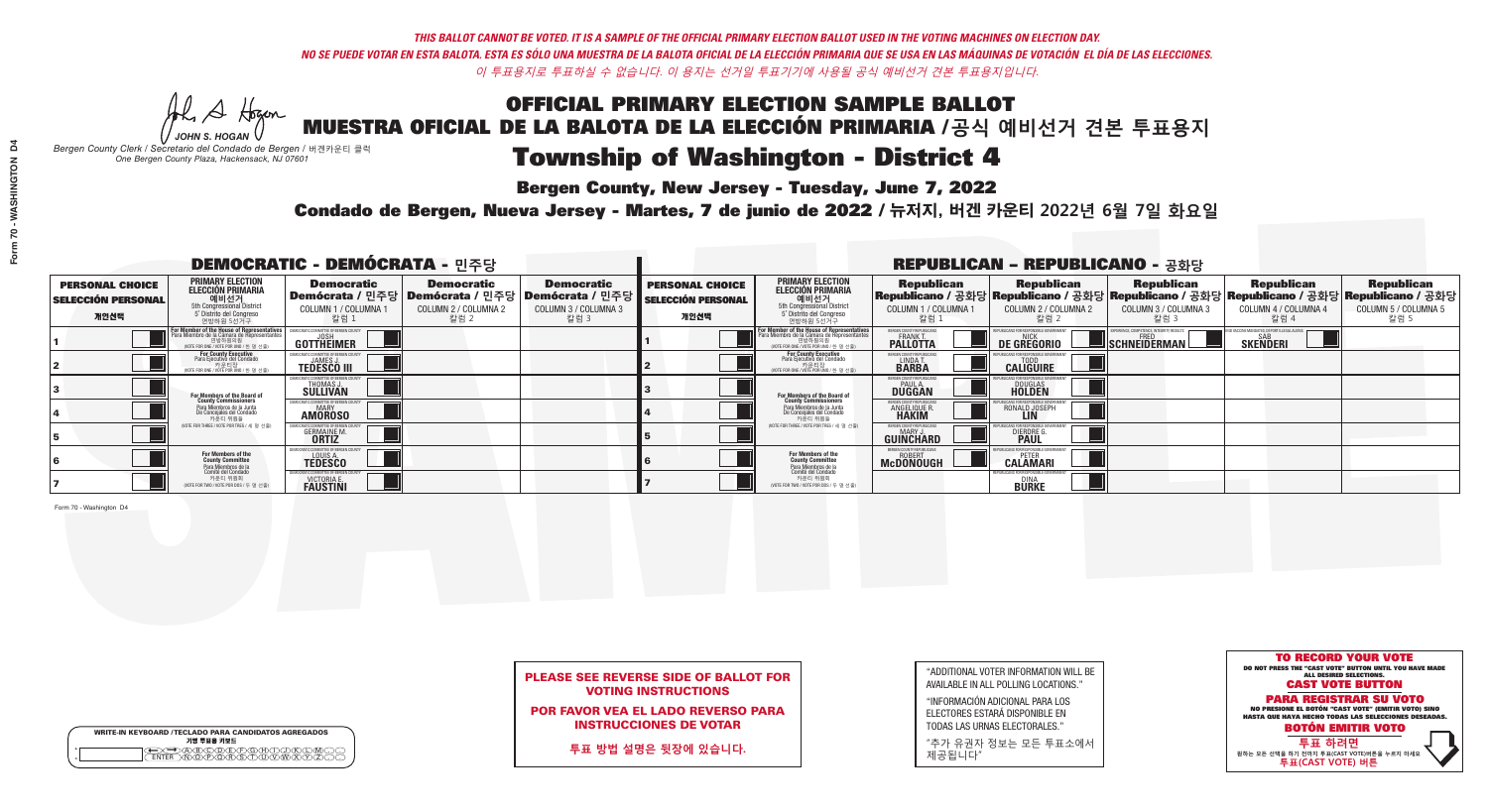*THIS BALLOT CANNOT BE VOTED. IT IS A SAMPLE OF THE OFFICIAL PRIMARY ELECTION BALLOT USED IN THE VOTING MACHINES ON ELECTION DAY.*
*NO SE PUEDE VOTAR EN ESTA BALOTA. ESTA ES SÓLO UNA MUESTRA DE LA BALOTA OFICIAL DE LA ELECCIÓN PRIMARIA QUE SE USA EN LAS MÁQUINAS DE VOTACIÓN EL DÍA DE LAS ELECCIONES.*
*이 투표용지로 투표하실 수 없습니다. 이 용지는 선거일 투표기기에 사용될 공식 예비선거 견본 투표용지입니다.*

JOHN S. HOGAN
*Bergen County Clerk / Secretario del Condado de Bergen / 버겐카운티 클럭*
*One Bergen County Plaza, Hackensack, NJ 07601*

# OFFICIAL PRIMARY ELECTION SAMPLE BALLOT
# MUESTRA OFICIAL DE LA BALOTA DE LA ELECCIÓN PRIMARIA /공식 예비선거 견본 투표용지
# Township of Washington - District 4

**Bergen County, New Jersey - Tuesday, June 7, 2022**

**Condado de Bergen, Nueva Jersey - Martes, 7 de junio de 2022 / 뉴저지, 버겐 카운티 2022년 6월 7일 화요일**

## DEMOCRATIC - DEMÓCRATA - 민주당

| PERSONAL CHOICE / SELECCIÓN PERSONAL / 개인선택 | PRIMARY ELECTION / ELECCIÓN PRIMARIA / 예비선거 (5th Congressional District / 5° Distrito del Congreso / 연방하원 5선거구) | Democratic / Demócrata / 민주당 COLUMN 1 / COLUMNA 1 / 칼럼 1 | Democratic / Demócrata / 민주당 COLUMN 2 / COLUMNA 2 / 칼럼 2 | Democratic / Demócrata / 민주당 COLUMN 3 / COLUMNA 3 / 칼럼 3 |
|---|---|---|---|---|
| 1 | For Member of the House of Representatives / Para Miembro de la Cámara de Representantes / 연방하원의원 (VOTE FOR ONE / VOTE POR UNO / 한 명 선출) | JOSH GOTTHEIMER | | |
| 2 | For County Executive / Para Ejecutivo del Condado / 카운티장 (VOTE FOR ONE / VOTE POR UNO / 한 명 선출) | JAMES J. TEDESCO III | | |
| 3 | For Members of the Board of County Commissioners / Para Miembros de la Junta De Concejales del Condado / 카운티 위원들 (VOTE FOR THREE / VOTE POR TRES / 세 명 선출) | THOMAS J. SULLIVAN | | |
| 4 | | MARY AMOROSO | | |
| 5 | | GERMAINE M. ORTIZ | | |
| 6 | For Members of the County Committee / Para Miembros de la Comité del Condado / 카운티 위원회 (VOTE FOR TWO / VOTE POR DOS / 두 명 선출) | LOUIS A. TEDESCO | | |
| 7 | | VICTORIA E. FAUSTINI | | |

## REPUBLICAN - REPUBLICANO - 공화당

| PERSONAL CHOICE / SELECCIÓN PERSONAL / 개인선택 | PRIMARY ELECTION / ELECCIÓN PRIMARIA / 예비선거 (5th Congressional District / 5° Distrito del Congreso / 연방하원 5선거구) | Republican / Republicano / 공화당 COLUMN 1 / COLUMNA 1 / 칼럼 1 | Republican / Republicano / 공화당 COLUMN 2 / COLUMNA 2 / 칼럼 2 | Republican / Republicano / 공화당 COLUMN 3 / COLUMNA 3 / 칼럼 3 | Republican / Republicano / 공화당 COLUMN 4 / COLUMNA 4 / 칼럼 4 | Republican / Republicano / 공화당 COLUMN 5 / COLUMNA 5 / 칼럼 5 |
|---|---|---|---|---|---|---|
| 1 | For Member of the House of Representatives / Para Miembro de la Cámara de Representantes / 연방하원의원 (VOTE FOR ONE / VOTE POR UNO / 한 명 선출) | FRANK T. PALLOTTA | NICK DE GREGORIO | FRED SCHNEIDERMAN | SAB SKENDERI | |
| 2 | For County Executive / Para Ejecutivo del Condado / 카운티장 (VOTE FOR ONE / VOTE POR UNO / 한 명 선출) | LINDA T. BARBA | TODD CALIGUIRE | | | |
| 3 | For Members of the Board of County Commissioners / Para Miembros de la Junta De Concejales del Condado / 카운티 위원들 (VOTE FOR THREE / VOTE POR TRES / 세 명 선출) | PAUL A. DUGGAN | DOUGLAS HOLDEN | | | |
| 4 | | ANGELIQUE R. HAKIM | RONALD JOSEPH LIN | | | |
| 5 | | MARY J. GUINCHARD | DIERDRE G. PAUL | | | |
| 6 | For Members of the County Committee / Para Miembros de la Comité del Condado / 카운티 위원회 (VOTE FOR TWO / VOTE POR DOS / 두 명 선출) | ROBERT McDONOUGH | PETER CALAMARI | | | |
| 7 | | | DINA BURKE | | | |

Form 70 - Washington D4

**PLEASE SEE REVERSE SIDE OF BALLOT FOR VOTING INSTRUCTIONS**

**POR FAVOR VEA EL LADO REVERSO PARA INSTRUCCIONES DE VOTAR**

**투표 방법 설명은 뒷장에 있습니다.**

"ADDITIONAL VOTER INFORMATION WILL BE AVAILABLE IN ALL POLLING LOCATIONS."

"INFORMACIÓN ADICIONAL PARA LOS ELECTORES ESTARÁ DISPONIBLE EN TODAS LAS URNAS ELECTORALES."

"추가 유권자 정보는 모든 투표소에서 제공됩니다"

WRITE-IN KEYBOARD /TECLADO PARA CANDIDATOS AGREGADOS
기명 투표용 키보드

**TO RECORD YOUR VOTE**
DO NOT PRESS THE "CAST VOTE" BUTTON UNTIL YOU HAVE MADE ALL DESIRED SELECTIONS.
**CAST VOTE BUTTON**

**PARA REGISTRAR SU VOTO**
NO PRESIONE EL BOTÓN "CAST VOTE" (EMITIR VOTO) SINO HASTA QUE HAYA HECHO TODAS LAS SELECCIONES DESEADAS.
**BOTÓN EMITIR VOTO**

**투표 하려면**
원하는 모든 선택을 하기 전까지 투표(CAST VOTE)버튼을 누르지 마세요.
**투표(CAST VOTE) 버튼**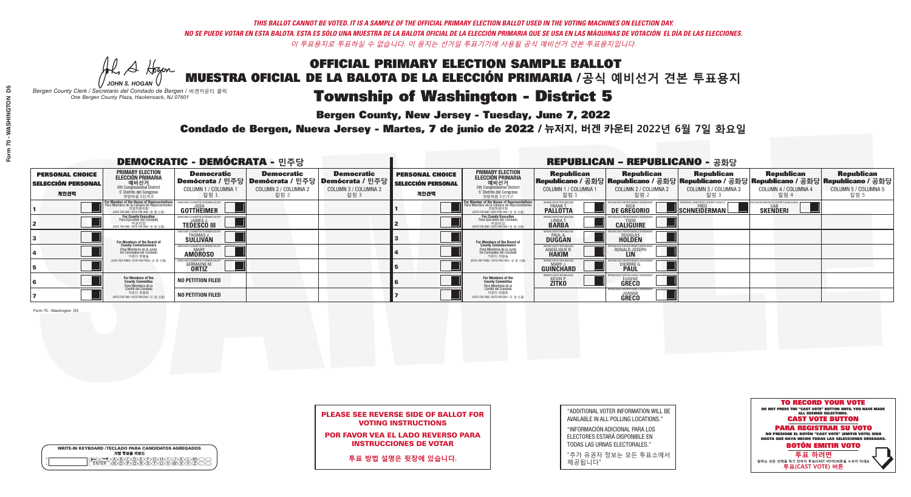*THIS BALLOT CANNOT BE VOTED. IT IS A SAMPLE OF THE OFFICIAL PRIMARY ELECTION BALLOT USED IN THE VOTING MACHINES ON ELECTION DAY.*
*NO SE PUEDE VOTAR EN ESTA BALOTA. ESTA ES SÓLO UNA MUESTRA DE LA BALOTA OFICIAL DE LA ELECCIÓN PRIMARIA QUE SE USA EN LAS MÁQUINAS DE VOTACIÓN EL DÍA DE LAS ELECCIONES.*
*이 투표용지로 투표하실 수 없습니다. 이 용지는 선거일 투표기기에 사용될 공식 예비선거 견본 투표용지입니다.*

JOHN S. HOGAN
*Bergen County Clerk / Secretario del Condado de Bergen / 버겐카운티 클럭*
*One Bergen County Plaza, Hackensack, NJ 07601*

# OFFICIAL PRIMARY ELECTION SAMPLE BALLOT
# MUESTRA OFICIAL DE LA BALOTA DE LA ELECCIÓN PRIMARIA /공식 예비선거 견본 투표용지
# Township of Washington - District 5

**Bergen County, New Jersey - Tuesday, June 7, 2022**
**Condado de Bergen, Nueva Jersey - Martes, 7 de junio de 2022 / 뉴저지, 버겐 카운티 2022년 6월 7일 화요일**

## DEMOCRATIC - DEMÓCRATA - 민주당

| PERSONAL CHOICE / SELECCIÓN PERSONAL / 개인선택 | PRIMARY ELECTION / ELECCIÓN PRIMARIA / 예비선거 (5th Congressional District / 5° Distrito del Congreso / 연방하원 5선거구) | Democratic / Demócrata / 민주당 COLUMN 1 / COLUMNA 1 / 칼럼 1 | Democratic / Demócrata / 민주당 COLUMN 2 / COLUMNA 2 / 칼럼 2 | Democratic / Demócrata / 민주당 COLUMN 3 / COLUMNA 3 / 칼럼 3 |
|---|---|---|---|---|
| 1 | For Member of the House of Representatives / Para Miembro de la Cámara de Representantes / 연방하원의원 (VOTE FOR ONE / VOTE POR UNO / 한 명 선출) | JOSH GOTTHEIMER | | |
| 2 | For County Executive / Para Ejecutivo del Condado / 카운티장 (VOTE FOR ONE / VOTE POR UNO / 한 명 선출) | JAMES J. TEDESCO III | | |
| 3 | For Members of the Board of County Commissioners / Para Miembros de la Junta De Concejales del Condado / 카운티 위원들 (VOTE FOR THREE / VOTE POR TRES / 세 명 선출) | THOMAS J. SULLIVAN | | |
| 4 | | MARY AMOROSO | | |
| 5 | | GERMAINE M. ORTIZ | | |
| 6 | For Members of the County Committee / Para Miembros de la Comité del Condado / 카운티 위원회 (VOTE FOR TWO / VOTE POR DOS / 두 명 선출) | NO PETITION FILED | | |
| 7 | | NO PETITION FILED | | |

## REPUBLICAN - REPUBLICANO - 공화당

| PERSONAL CHOICE / SELECCIÓN PERSONAL / 개인선택 | PRIMARY ELECTION / ELECCIÓN PRIMARIA / 예비선거 (5th Congressional District / 5° Distrito del Congreso / 연방하원 5선거구) | Republican / Republicano / 공화당 COLUMN 1 / COLUMNA 1 / 칼럼 1 | Republican / Republicano / 공화당 COLUMN 2 / COLUMNA 2 / 칼럼 2 | Republican / Republicano / 공화당 COLUMN 3 / COLUMNA 3 / 칼럼 3 | Republican / Republicano / 공화당 COLUMN 4 / COLUMNA 4 / 칼럼 4 | Republican / Republicano / 공화당 COLUMN 5 / COLUMNA 5 / 칼럼 5 |
|---|---|---|---|---|---|---|
| 1 | For Member of the House of Representatives / Para Miembro de la Cámara de Representantes / 연방하원의원 (VOTE FOR ONE / VOTE POR UNO / 한 명 선출) | FRANK T. PALLOTTA | NICK DE GREGORIO | FRED SCHNEIDERMAN | SAB SKENDERI | |
| 2 | For County Executive / Para Ejecutivo del Condado / 카운티장 (VOTE FOR ONE / VOTE POR UNO / 한 명 선출) | LINDA T. BARBA | TODD CALIGUIRE | | | |
| 3 | For Members of the Board of County Commissioners / Para Miembros de la Junta De Concejales del Condado / 카운티 위원들 (VOTE FOR THREE / VOTE POR TRES / 세 명 선출) | PAUL A. DUGGAN | DOUGLAS HOLDEN | | | |
| 4 | | ANGELIQUE R. HAKIM | RONALD JOSEPH LIN | | | |
| 5 | | MARY J. GUINCHARD | DIERDRE G. PAUL | | | |
| 6 | For Members of the County Committee / Para Miembros de la Comité del Condado / 카운티 위원회 (VOTE FOR TWO / VOTE POR DOS / 두 명 선출) | KEVIN P. ZITKO | EUGENE GRECO | | | |
| 7 | | | JOANNE GRECO | | | |

**PLEASE SEE REVERSE SIDE OF BALLOT FOR VOTING INSTRUCTIONS**

**POR FAVOR VEA EL LADO REVERSO PARA INSTRUCCIONES DE VOTAR**

**투표 방법 설명은 뒷장에 있습니다.**

"ADDITIONAL VOTER INFORMATION WILL BE AVAILABLE IN ALL POLLING LOCATIONS."

"INFORMACIÓN ADICIONAL PARA LOS ELECTORES ESTARÁ DISPONIBLE EN TODAS LAS URNAS ELECTORALES."

"추가 유권자 정보는 모든 투표소에서 제공됩니다"

**TO RECORD YOUR VOTE**
DO NOT PRESS THE "CAST VOTE" BUTTON UNTIL YOU HAVE MADE ALL DESIRED SELECTIONS.
**CAST VOTE BUTTON**

**PARA REGISTRAR SU VOTO**
NO PRESIONE EL BOTÓN "CAST VOTE" (EMITIR VOTO) SINO HASTA QUE HAYA HECHO TODAS LAS SELECCIONES DESEADAS.
**BOTÓN EMITIR VOTO**

**투표 하려면**
원하는 모든 선택을 하기 전까지 투표(CAST VOTE)버튼을 누르지 마세요
**투표(CAST VOTE) 버튼**

WRITE-IN KEYBOARD /TECLADO PARA CANDIDATOS AGREGADOS
기명 투표용 키보드

Form 70 - Washington D5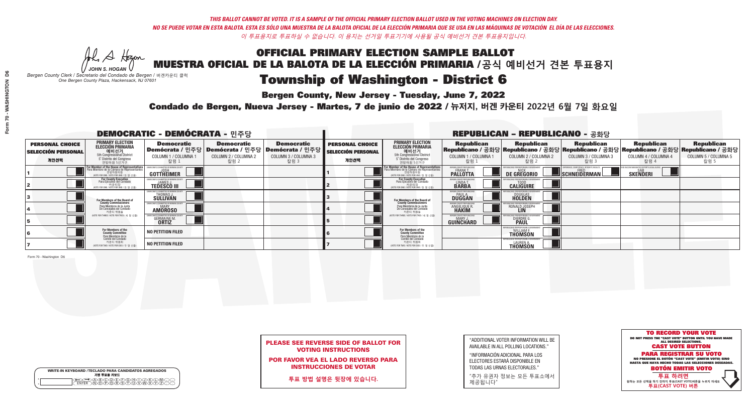*THIS BALLOT CANNOT BE VOTED. IT IS A SAMPLE OF THE OFFICIAL PRIMARY ELECTION BALLOT USED IN THE VOTING MACHINES ON ELECTION DAY.*
*NO SE PUEDE VOTAR EN ESTA BALOTA. ESTA ES SÓLO UNA MUESTRA DE LA BALOTA OFICIAL DE LA ELECCIÓN PRIMARIA QUE SE USA EN LAS MÁQUINAS DE VOTACIÓN EL DÍA DE LAS ELECCIONES.*
*이 투표용지로 투표하실 수 없습니다. 이 용지는 선거일 투표기기에 사용될 공식 예비선거 견본 투표용지입니다.*

JOHN S. HOGAN
*Bergen County Clerk / Secretario del Condado de Bergen / 버겐카운티 클럭*
*One Bergen County Plaza, Hackensack, NJ 07601*

# OFFICIAL PRIMARY ELECTION SAMPLE BALLOT
# MUESTRA OFICIAL DE LA BALOTA DE LA ELECCIÓN PRIMARIA /공식 예비선거 견본 투표용지
# Township of Washington - District 6

**Bergen County, New Jersey - Tuesday, June 7, 2022**

**Condado de Bergen, Nueva Jersey - Martes, 7 de junio de 2022 / 뉴저지, 버겐 카운티 2022년 6월 7일 화요일**

## DEMOCRATIC - DEMÓCRATA - 민주당

| PERSONAL CHOICE / SELECCIÓN PERSONAL / 개인선택 | PRIMARY ELECTION / ELECCIÓN PRIMARIA / 예비선거 (5th Congressional District / 5° Distrito del Congreso / 연방하원 5선거구) | Democratic / Demócrata / 민주당 COLUMN 1 / COLUMNA 1 / 칼럼 1 | Democratic / Demócrata / 민주당 COLUMN 2 / COLUMNA 2 / 칼럼 2 | Democratic / Demócrata / 민주당 COLUMN 3 / COLUMNA 3 / 칼럼 3 |
|---|---|---|---|---|
| 1 | For Member of the House of Representatives / Para Miembro de la Cámara de Representantes / 연방하원의원 (VOTE FOR ONE / VOTE POR UNO / 한 명 선출) | JOSH GOTTHEIMER | | |
| 2 | For County Executive / Para Ejecutivo del Condado / 카운티장 (VOTE FOR ONE / VOTE POR UNO / 한 명 선출) | JAMES J. TEDESCO III | | |
| 3 | For Members of the Board of County Commissioners / Para Miembros de la Junta De Concejales del Condado / 카운티 위원들 (VOTE FOR THREE / VOTE POR TRES / 세 명 선출) | THOMAS J. SULLIVAN | | |
| 4 | | MARY AMOROSO | | |
| 5 | | GERMAINE M. ORTIZ | | |
| 6 | For Members of the County Committee / Para Miembros de la Comité del Condado / 카운티 위원회 (VOTE FOR TWO / VOTE POR DOS / 두 명 선출) | NO PETITION FILED | | |
| 7 | | NO PETITION FILED | | |

## REPUBLICAN - REPUBLICANO - 공화당

| PERSONAL CHOICE / SELECCIÓN PERSONAL / 개인선택 | PRIMARY ELECTION / ELECCIÓN PRIMARIA / 예비선거 (5th Congressional District / 5° Distrito del Congreso / 연방하원 5선거구) | Republican / Republicano / 공화당 COLUMN 1 / COLUMNA 1 / 칼럼 1 | Republican / Republicano / 공화당 COLUMN 2 / COLUMNA 2 / 칼럼 2 | Republican / Republicano / 공화당 COLUMN 3 / COLUMNA 3 / 칼럼 3 | Republican / Republicano / 공화당 COLUMN 4 / COLUMNA 4 / 칼럼 4 | Republican / Republicano / 공화당 COLUMN 5 / COLUMNA 5 / 칼럼 5 |
|---|---|---|---|---|---|---|
| 1 | For Member of the House of Representatives / Para Miembro de la Cámara de Representantes / 연방하원의원 (VOTE FOR ONE / VOTE POR UNO / 한 명 선출) | FRANK T. PALLOTTA | NICK DE GREGORIO | FRED SCHNEIDERMAN | SAB SKENDERI | |
| 2 | For County Executive / Para Ejecutivo del Condado / 카운티장 (VOTE FOR ONE / VOTE POR UNO / 한 명 선출) | LINDA T. BARBA | TODD CALIGUIRE | | | |
| 3 | For Members of the Board of County Commissioners / Para Miembros de la Junta De Concejales del Condado / 카운티 위원들 (VOTE FOR THREE / VOTE POR TRES / 세 명 선출) | PAUL A. DUGGAN | DOUGLAS HOLDEN | | | |
| 4 | | ANGELIQUE R. HAKIM | RONALD JOSEPH LIN | | | |
| 5 | | MARY J. GUINCHARD | DIERDRE G. PAUL | | | |
| 6 | For Members of the County Committee / Para Miembros de la Comité del Condado / 카운티 위원회 (VOTE FOR TWO / VOTE POR DOS / 두 명 선출) | | WILLIAM F. THOMSON | | | |
| 7 | | | LAUREN A. THOMSON | | | |

Form 70 - Washington D6

**PLEASE SEE REVERSE SIDE OF BALLOT FOR VOTING INSTRUCTIONS**

**POR FAVOR VEA EL LADO REVERSO PARA INSTRUCCIONES DE VOTAR**

**투표 방법 설명은 뒷장에 있습니다.**

"ADDITIONAL VOTER INFORMATION WILL BE AVAILABLE IN ALL POLLING LOCATIONS."

"INFORMACIÓN ADICIONAL PARA LOS ELECTORES ESTARÁ DISPONIBLE EN TODAS LAS URNAS ELECTORALES."

"추가 유권자 정보는 모든 투표소에서 제공됩니다"

WRITE-IN KEYBOARD /TECLADO PARA CANDIDATOS AGREGADOS
기명 투표용 키보드

**TO RECORD YOUR VOTE**
DO NOT PRESS THE "CAST VOTE" BUTTON UNTIL YOU HAVE MADE ALL DESIRED SELECTIONS.
**CAST VOTE BUTTON**

**PARA REGISTRAR SU VOTO**
NO PRESIONE EL BOTÓN "CAST VOTE" (EMITIR VOTO) SINO HASTA QUE HAYA HECHO TODAS LAS SELECCIONES DESEADAS.
**BOTÓN EMITIR VOTO**

**투표 하려면**
원하는 모든 선택을 하기 전까지 투표(CAST VOTE)버튼을 누르지 마세요
**투표(CAST VOTE) 버튼**